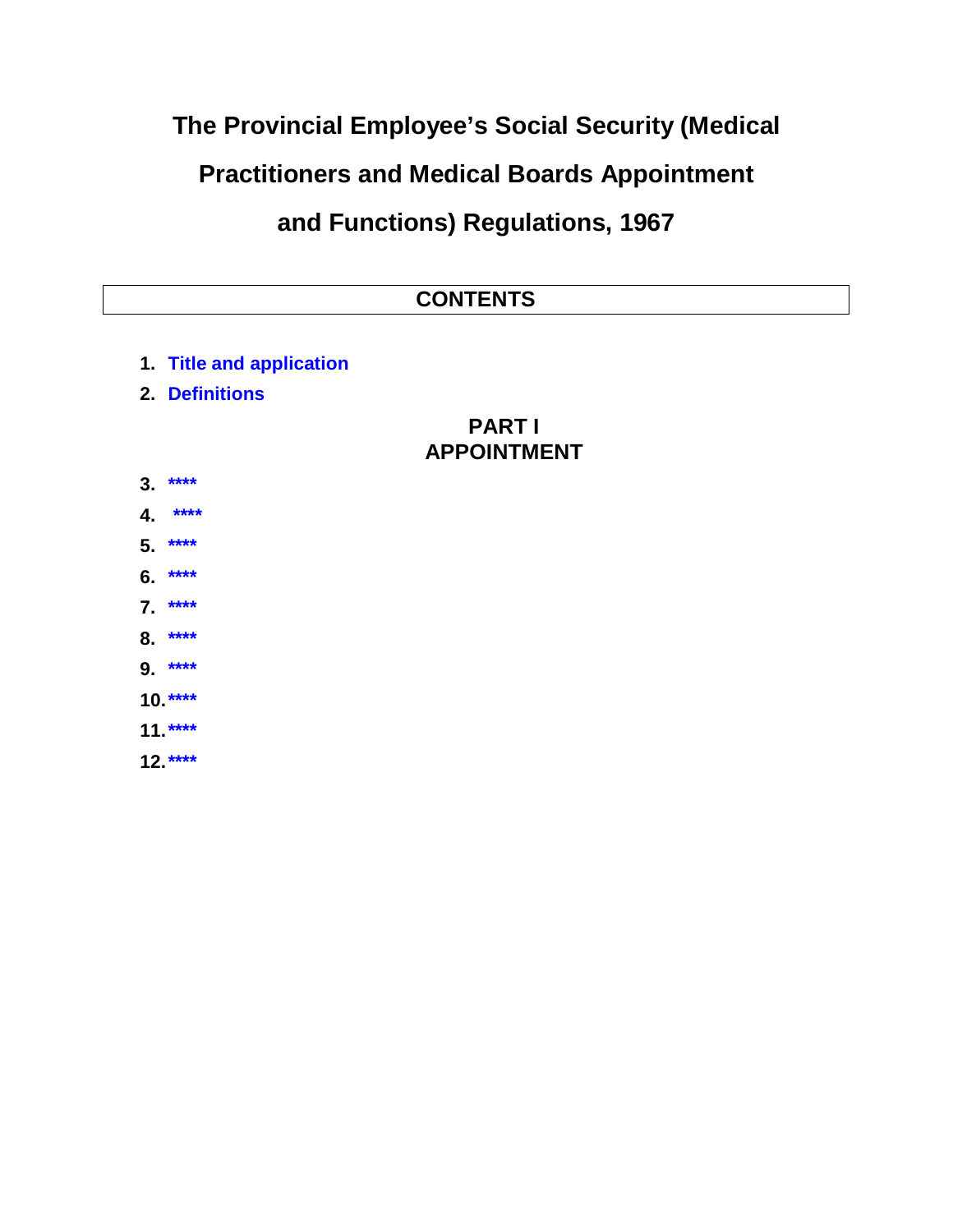# The Provincial Employee's Social Security (Medical Practitioners and Medical Boards Appointment and Functions) Regulations, 1967

## CONTENTS

1. Title and application
2. Definitions

### PART I
### APPOINTMENT

3. ****
4. ****
5. ****
6. ****
7. ****
8. ****
9. ****
10. ****
11. ****
12. ****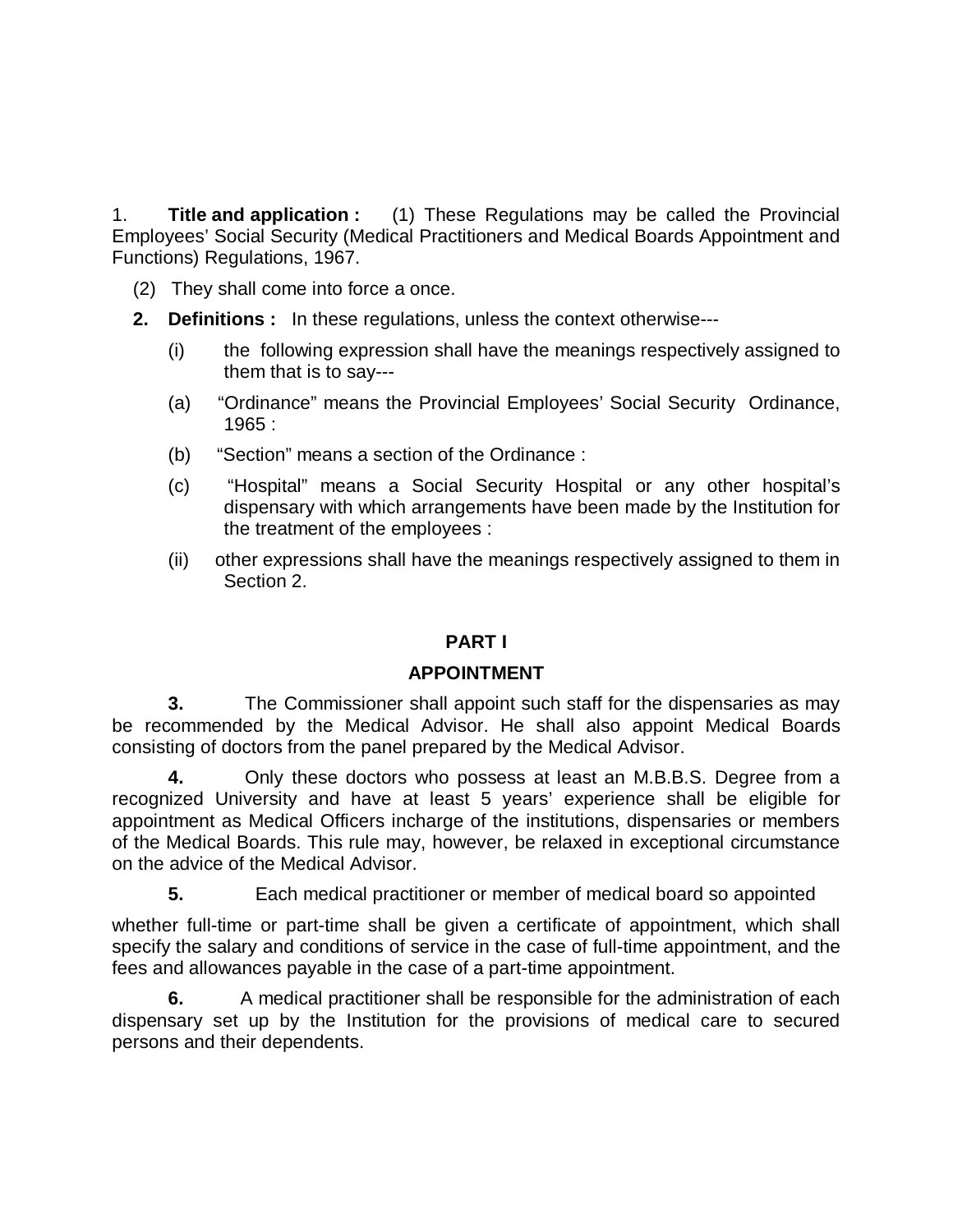1. **Title and application :** (1) These Regulations may be called the Provincial Employees' Social Security (Medical Practitioners and Medical Boards Appointment and Functions) Regulations, 1967.

(2) They shall come into force a once.

**2. Definitions :** In these regulations, unless the context otherwise---

(i) the following expression shall have the meanings respectively assigned to them that is to say---

(a) "Ordinance" means the Provincial Employees' Social Security Ordinance, 1965 :

(b) "Section" means a section of the Ordinance :

(c) "Hospital" means a Social Security Hospital or any other hospital's dispensary with which arrangements have been made by the Institution for the treatment of the employees :

(ii) other expressions shall have the meanings respectively assigned to them in Section 2.

## PART I

## APPOINTMENT

**3.** The Commissioner shall appoint such staff for the dispensaries as may be recommended by the Medical Advisor. He shall also appoint Medical Boards consisting of doctors from the panel prepared by the Medical Advisor.

**4.** Only these doctors who possess at least an M.B.B.S. Degree from a recognized University and have at least 5 years' experience shall be eligible for appointment as Medical Officers incharge of the institutions, dispensaries or members of the Medical Boards. This rule may, however, be relaxed in exceptional circumstance on the advice of the Medical Advisor.

**5.** Each medical practitioner or member of medical board so appointed whether full-time or part-time shall be given a certificate of appointment, which shall specify the salary and conditions of service in the case of full-time appointment, and the fees and allowances payable in the case of a part-time appointment.

**6.** A medical practitioner shall be responsible for the administration of each dispensary set up by the Institution for the provisions of medical care to secured persons and their dependents.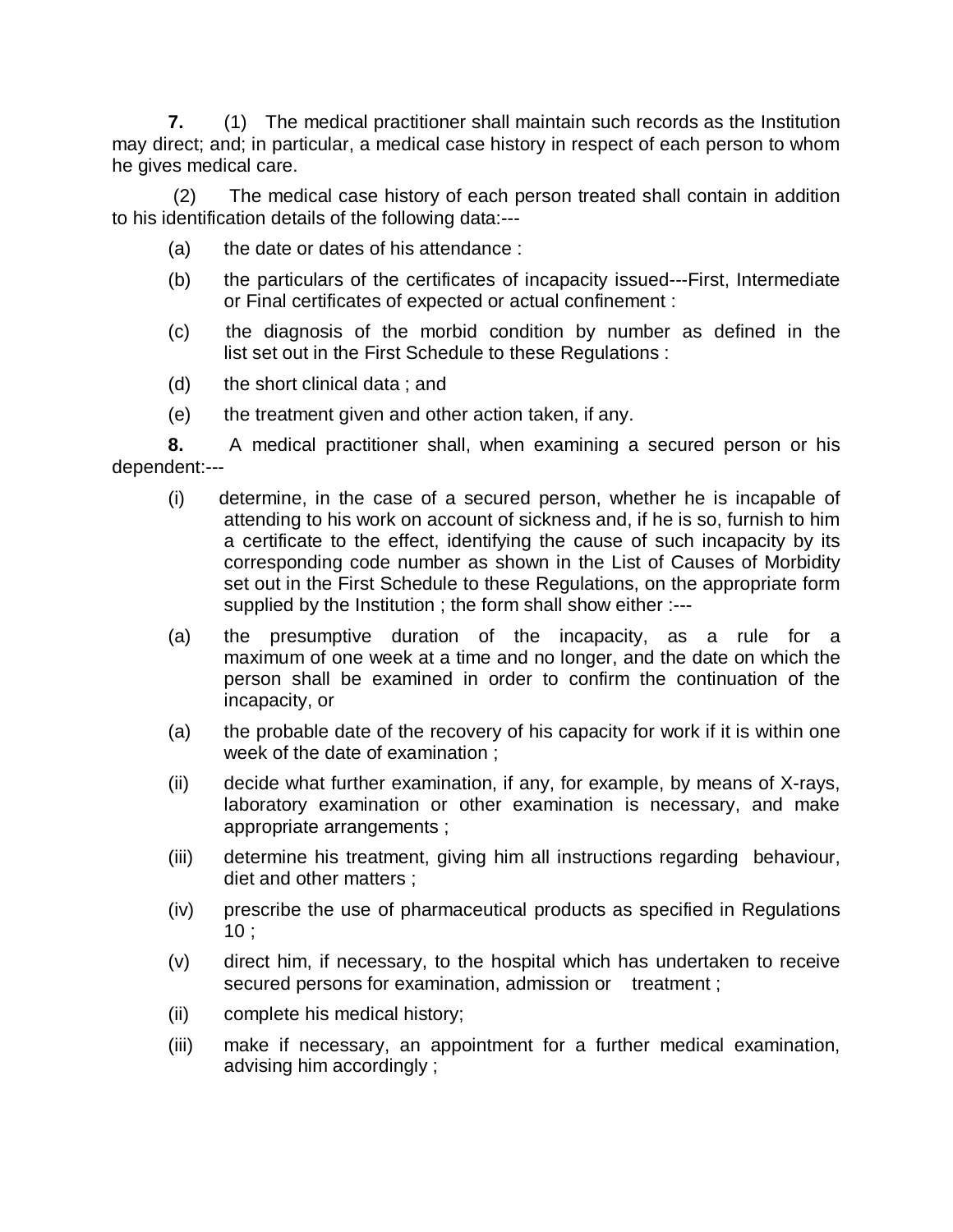**7.** (1) The medical practitioner shall maintain such records as the Institution may direct; and; in particular, a medical case history in respect of each person to whom he gives medical care.

(2) The medical case history of each person treated shall contain in addition to his identification details of the following data:---

- (a) the date or dates of his attendance :
- (b) the particulars of the certificates of incapacity issued---First, Intermediate or Final certificates of expected or actual confinement :
- (c) the diagnosis of the morbid condition by number as defined in the list set out in the First Schedule to these Regulations :
- (d) the short clinical data ; and
- (e) the treatment given and other action taken, if any.

**8.** A medical practitioner shall, when examining a secured person or his dependent:---

- (i) determine, in the case of a secured person, whether he is incapable of attending to his work on account of sickness and, if he is so, furnish to him a certificate to the effect, identifying the cause of such incapacity by its corresponding code number as shown in the List of Causes of Morbidity set out in the First Schedule to these Regulations, on the appropriate form supplied by the Institution ; the form shall show either :---
- (a) the presumptive duration of the incapacity, as a rule for a maximum of one week at a time and no longer, and the date on which the person shall be examined in order to confirm the continuation of the incapacity, or
- (a) the probable date of the recovery of his capacity for work if it is within one week of the date of examination ;
- (ii) decide what further examination, if any, for example, by means of X-rays, laboratory examination or other examination is necessary, and make appropriate arrangements ;
- (iii) determine his treatment, giving him all instructions regarding behaviour, diet and other matters ;
- (iv) prescribe the use of pharmaceutical products as specified in Regulations 10 ;
- (v) direct him, if necessary, to the hospital which has undertaken to receive secured persons for examination, admission or treatment ;
- (ii) complete his medical history;
- (iii) make if necessary, an appointment for a further medical examination, advising him accordingly ;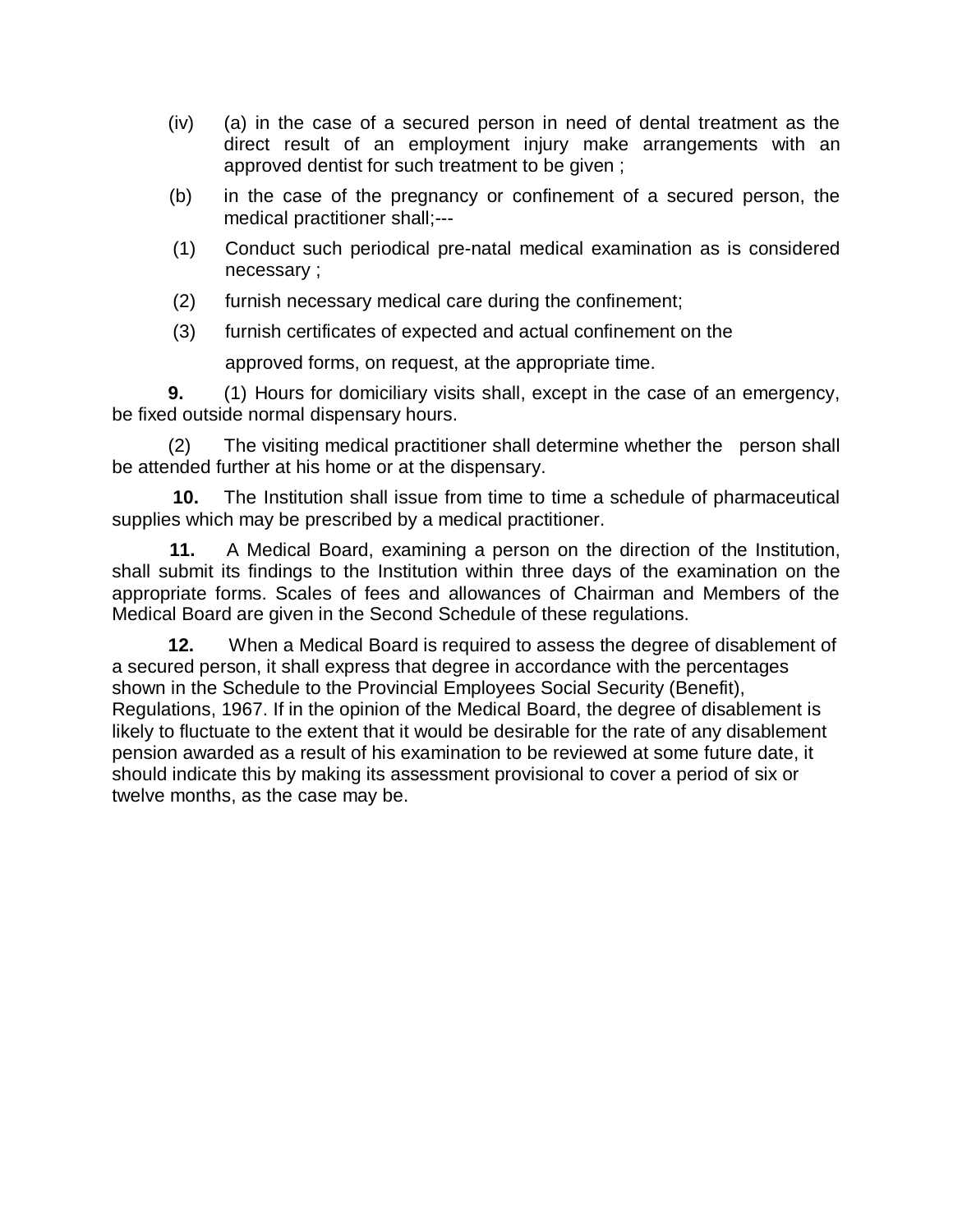(iv) (a) in the case of a secured person in need of dental treatment as the direct result of an employment injury make arrangements with an approved dentist for such treatment to be given ;

(b) in the case of the pregnancy or confinement of a secured person, the medical practitioner shall;---

(1) Conduct such periodical pre-natal medical examination as is considered necessary ;

(2) furnish necessary medical care during the confinement;

(3) furnish certificates of expected and actual confinement on the approved forms, on request, at the appropriate time.

**9.** (1) Hours for domiciliary visits shall, except in the case of an emergency, be fixed outside normal dispensary hours.

(2) The visiting medical practitioner shall determine whether the person shall be attended further at his home or at the dispensary.

**10.** The Institution shall issue from time to time a schedule of pharmaceutical supplies which may be prescribed by a medical practitioner.

**11.** A Medical Board, examining a person on the direction of the Institution, shall submit its findings to the Institution within three days of the examination on the appropriate forms. Scales of fees and allowances of Chairman and Members of the Medical Board are given in the Second Schedule of these regulations.

**12.** When a Medical Board is required to assess the degree of disablement of a secured person, it shall express that degree in accordance with the percentages shown in the Schedule to the Provincial Employees Social Security (Benefit), Regulations, 1967. If in the opinion of the Medical Board, the degree of disablement is likely to fluctuate to the extent that it would be desirable for the rate of any disablement pension awarded as a result of his examination to be reviewed at some future date, it should indicate this by making its assessment provisional to cover a period of six or twelve months, as the case may be.